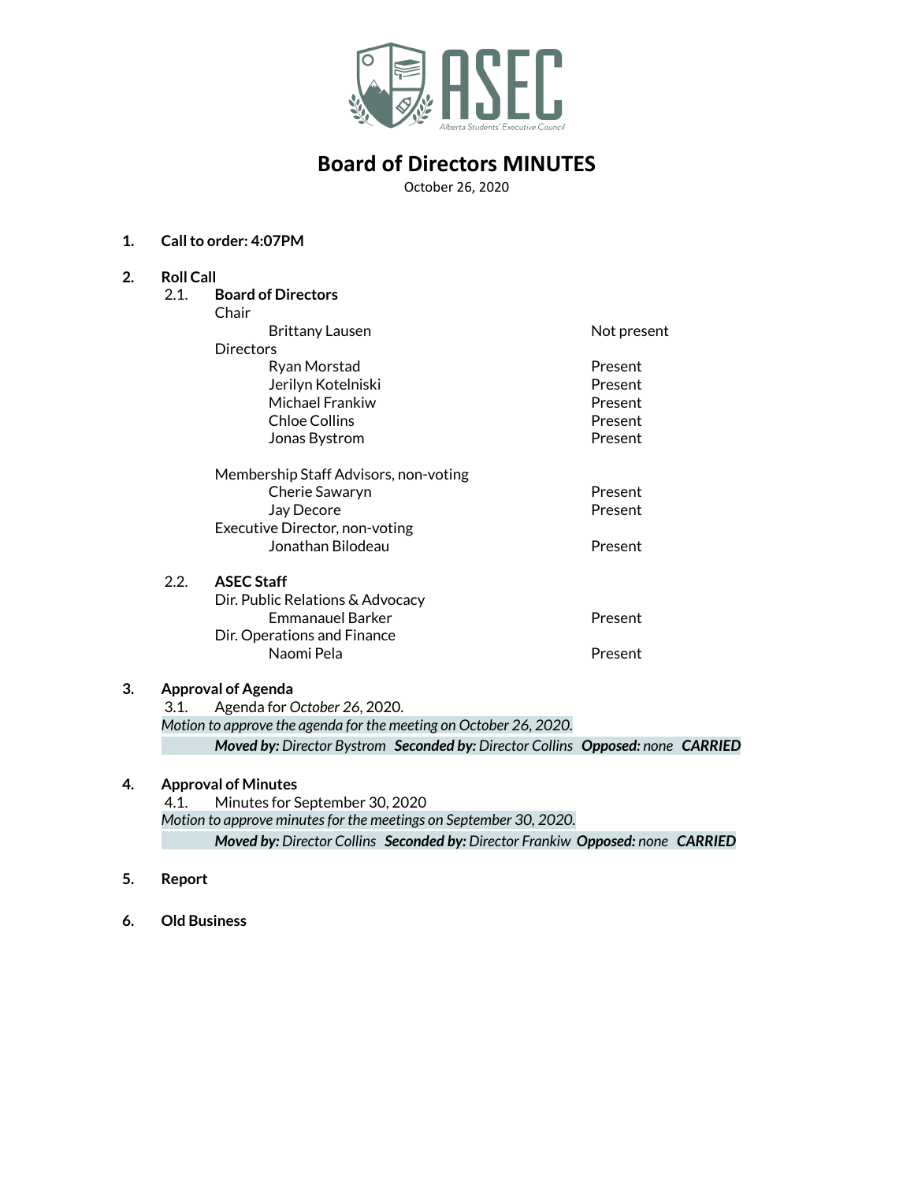ASEC

Alberta Students' Executive Council

# Board of Directors MINUTES

October 26, 2020

1. **Call to order: 4:07PM**

2. **Roll Call**

   2.1. **Board of Directors**

   | | |
   |---|---|
   | Chair | |
   | Brittany Lausen | Not present |
   | Directors | |
   | Ryan Morstad | Present |
   | Jerilyn Kotelniski | Present |
   | Michael Frankiw | Present |
   | Chloe Collins | Present |
   | Jonas Bystrom | Present |
   | Membership Staff Advisors, non-voting | |
   | Cherie Sawaryn | Present |
   | Jay Decore | Present |
   | Executive Director, non-voting | |
   | Jonathan Bilodeau | Present |

   2.2. **ASEC Staff**

   | | |
   |---|---|
   | Dir. Public Relations & Advocacy | |
   | Emmanauel Barker | Present |
   | Dir. Operations and Finance | |
   | Naomi Pela | Present |

3. **Approval of Agenda**

   3.1. Agenda for *October 26*, 2020.

   *Motion to approve the agenda for the meeting on October 26, 2020.*

   ***Moved by:*** *Director Bystrom* ***Seconded by:*** *Director Collins* ***Opposed:*** *none* ***CARRIED***

4. **Approval of Minutes**

   4.1. Minutes for September 30, 2020

   *Motion to approve minutes for the meetings on September 30, 2020.*

   ***Moved by:*** *Director Collins* ***Seconded by:*** *Director Frankiw* ***Opposed:*** *none* ***CARRIED***

5. **Report**

6. **Old Business**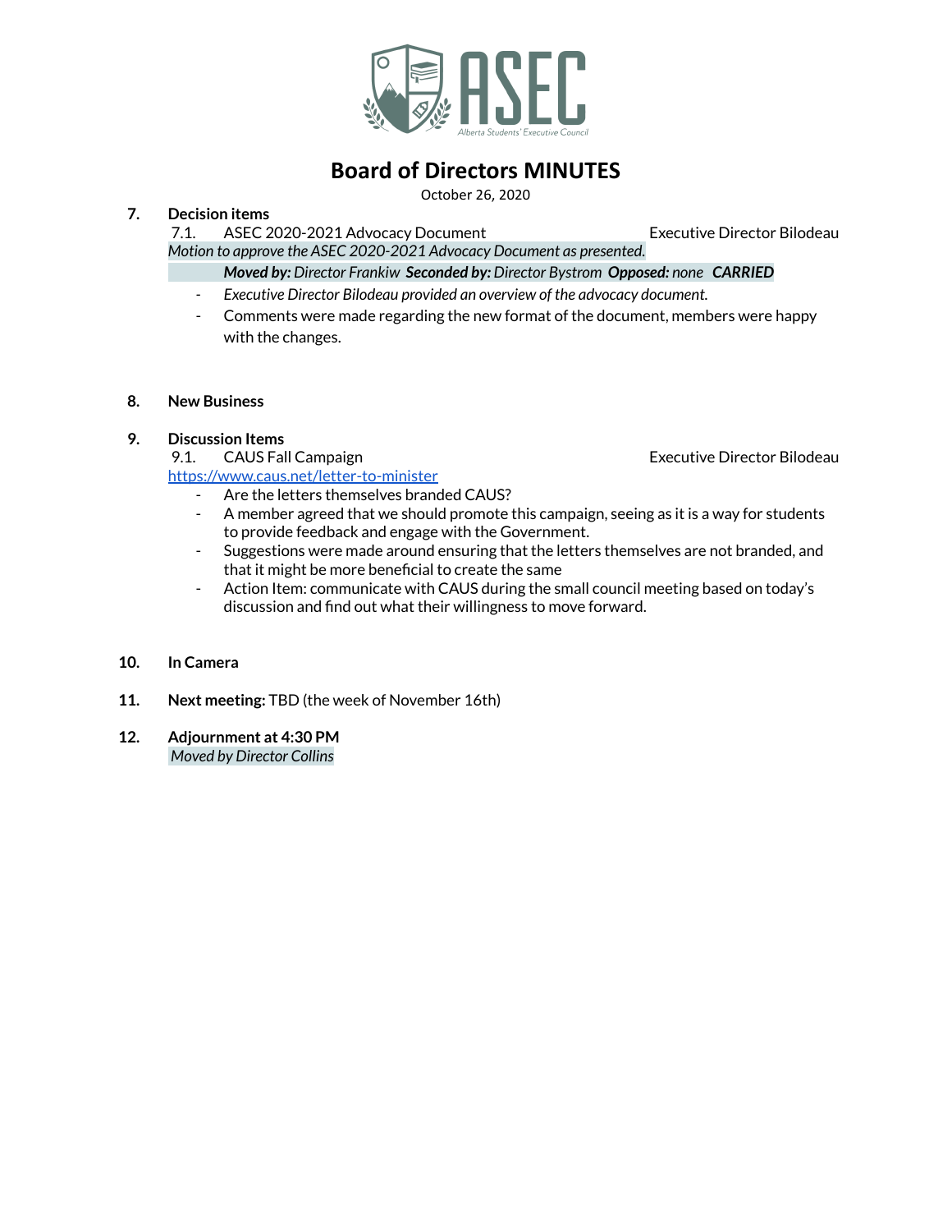ASEC
Alberta Students' Executive Council

# Board of Directors MINUTES

October 26, 2020

**7. Decision items**

7.1. ASEC 2020-2021 Advocacy Document — Executive Director Bilodeau

*Motion to approve the ASEC 2020-2021 Advocacy Document as presented.*

***Moved by:*** *Director Frankiw* ***Seconded by:*** *Director Bystrom* ***Opposed:*** *none* ***CARRIED***

- *Executive Director Bilodeau provided an overview of the advocacy document.*
- Comments were made regarding the new format of the document, members were happy with the changes.

**8. New Business**

**9. Discussion Items**

9.1. CAUS Fall Campaign — Executive Director Bilodeau

https://www.caus.net/letter-to-minister

- Are the letters themselves branded CAUS?
- A member agreed that we should promote this campaign, seeing as it is a way for students to provide feedback and engage with the Government.
- Suggestions were made around ensuring that the letters themselves are not branded, and that it might be more beneficial to create the same
- Action Item: communicate with CAUS during the small council meeting based on today's discussion and find out what their willingness to move forward.

**10. In Camera**

**11. Next meeting:** TBD (the week of November 16th)

**12. Adjournment at 4:30 PM**

*Moved by Director Collins*